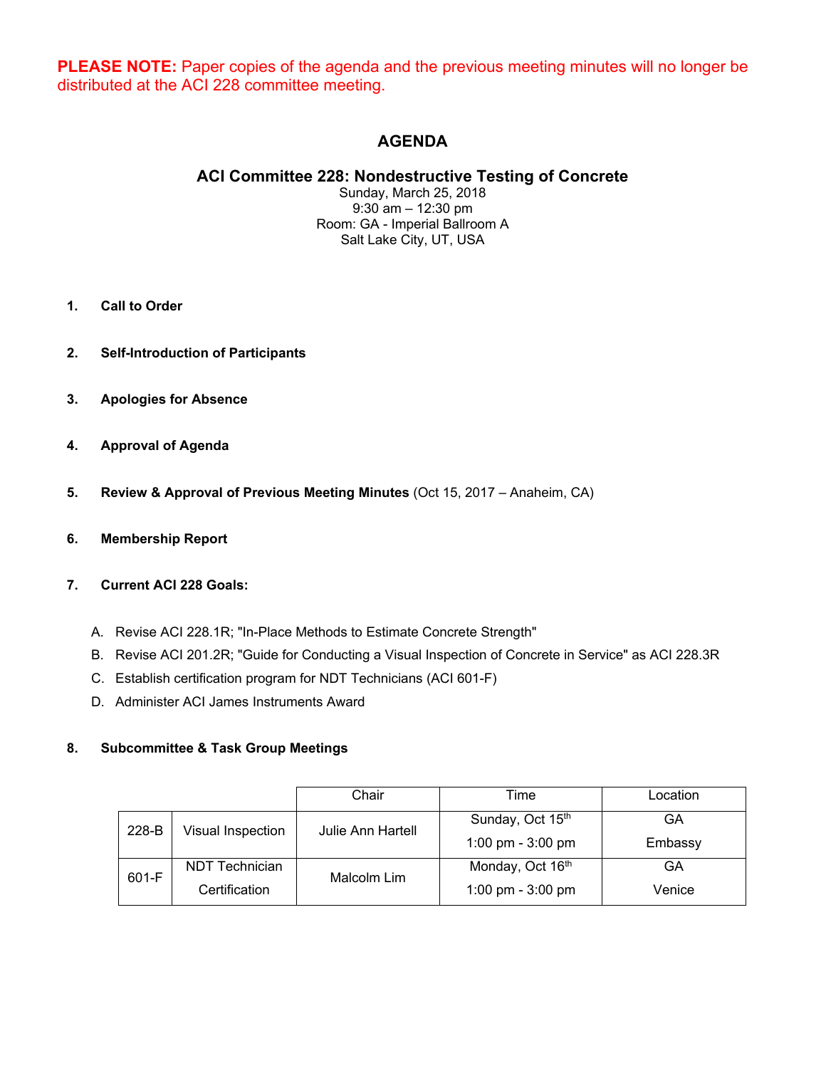**PLEASE NOTE:** Paper copies of the agenda and the previous meeting minutes will no longer be distributed at the ACI 228 committee meeting.

# AGENDA

## ACI Committee 228: Nondestructive Testing of Concrete

Sunday, March 25, 2018
9:30 am – 12:30 pm
Room: GA - Imperial Ballroom A
Salt Lake City, UT, USA

1. **Call to Order**

2. **Self-Introduction of Participants**

3. **Apologies for Absence**

4. **Approval of Agenda**

5. **Review & Approval of Previous Meeting Minutes** (Oct 15, 2017 – Anaheim, CA)

6. **Membership Report**

7. **Current ACI 228 Goals:**

   A. Revise ACI 228.1R; "In-Place Methods to Estimate Concrete Strength"
   B. Revise ACI 201.2R; "Guide for Conducting a Visual Inspection of Concrete in Service" as ACI 228.3R
   C. Establish certification program for NDT Technicians (ACI 601-F)
   D. Administer ACI James Instruments Award

8. **Subcommittee & Task Group Meetings**

| | | Chair | Time | Location |
|---|---|---|---|---|
| 228-B | Visual Inspection | Julie Ann Hartell | Sunday, Oct 15th 1:00 pm - 3:00 pm | GA Embassy |
| 601-F | NDT Technician Certification | Malcolm Lim | Monday, Oct 16th 1:00 pm - 3:00 pm | GA Venice |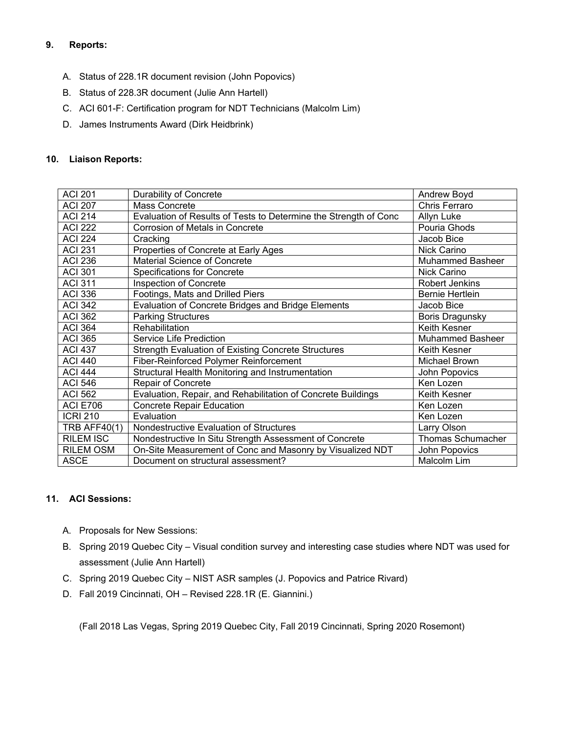**9. Reports:**

A. Status of 228.1R document revision (John Popovics)

B. Status of 228.3R document (Julie Ann Hartell)

C. ACI 601-F: Certification program for NDT Technicians (Malcolm Lim)

D. James Instruments Award (Dirk Heidbrink)

**10. Liaison Reports:**

| ACI 201 | Durability of Concrete | Andrew Boyd |
|---|---|---|
| ACI 207 | Mass Concrete | Chris Ferraro |
| ACI 214 | Evaluation of Results of Tests to Determine the Strength of Conc | Allyn Luke |
| ACI 222 | Corrosion of Metals in Concrete | Pouria Ghods |
| ACI 224 | Cracking | Jacob Bice |
| ACI 231 | Properties of Concrete at Early Ages | Nick Carino |
| ACI 236 | Material Science of Concrete | Muhammed Basheer |
| ACI 301 | Specifications for Concrete | Nick Carino |
| ACI 311 | Inspection of Concrete | Robert Jenkins |
| ACI 336 | Footings, Mats and Drilled Piers | Bernie Hertlein |
| ACI 342 | Evaluation of Concrete Bridges and Bridge Elements | Jacob Bice |
| ACI 362 | Parking Structures | Boris Dragunsky |
| ACI 364 | Rehabilitation | Keith Kesner |
| ACI 365 | Service Life Prediction | Muhammed Basheer |
| ACI 437 | Strength Evaluation of Existing Concrete Structures | Keith Kesner |
| ACI 440 | Fiber-Reinforced Polymer Reinforcement | Michael Brown |
| ACI 444 | Structural Health Monitoring and Instrumentation | John Popovics |
| ACI 546 | Repair of Concrete | Ken Lozen |
| ACI 562 | Evaluation, Repair, and Rehabilitation of Concrete Buildings | Keith Kesner |
| ACI E706 | Concrete Repair Education | Ken Lozen |
| ICRI 210 | Evaluation | Ken Lozen |
| TRB AFF40(1) | Nondestructive Evaluation of Structures | Larry Olson |
| RILEM ISC | Nondestructive In Situ Strength Assessment of Concrete | Thomas Schumacher |
| RILEM OSM | On-Site Measurement of Conc and Masonry by Visualized NDT | John Popovics |
| ASCE | Document on structural assessment? | Malcolm Lim |

**11. ACI Sessions:**

A. Proposals for New Sessions:

B. Spring 2019 Quebec City – Visual condition survey and interesting case studies where NDT was used for assessment (Julie Ann Hartell)

C. Spring 2019 Quebec City – NIST ASR samples (J. Popovics and Patrice Rivard)

D. Fall 2019 Cincinnati, OH – Revised 228.1R (E. Giannini.)

(Fall 2018 Las Vegas, Spring 2019 Quebec City, Fall 2019 Cincinnati, Spring 2020 Rosemont)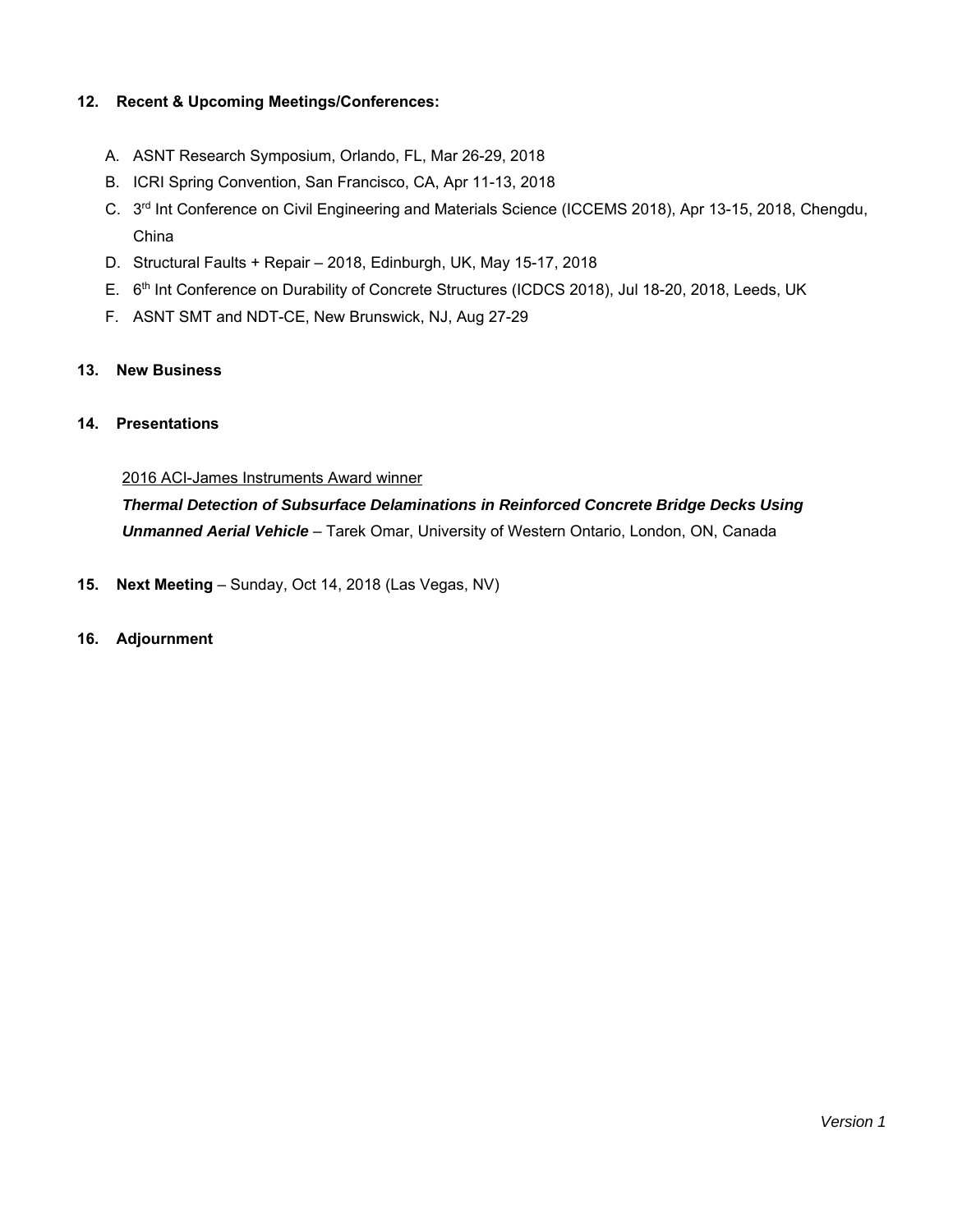**12. Recent & Upcoming Meetings/Conferences:**

A. ASNT Research Symposium, Orlando, FL, Mar 26-29, 2018
B. ICRI Spring Convention, San Francisco, CA, Apr 11-13, 2018
C. 3rd Int Conference on Civil Engineering and Materials Science (ICCEMS 2018), Apr 13-15, 2018, Chengdu, China
D. Structural Faults + Repair – 2018, Edinburgh, UK, May 15-17, 2018
E. 6th Int Conference on Durability of Concrete Structures (ICDCS 2018), Jul 18-20, 2018, Leeds, UK
F. ASNT SMT and NDT-CE, New Brunswick, NJ, Aug 27-29

**13. New Business**

**14. Presentations**

2016 ACI-James Instruments Award winner

***Thermal Detection of Subsurface Delaminations in Reinforced Concrete Bridge Decks Using Unmanned Aerial Vehicle*** – Tarek Omar, University of Western Ontario, London, ON, Canada

**15. Next Meeting** – Sunday, Oct 14, 2018 (Las Vegas, NV)

**16. Adjournment**

*Version 1*